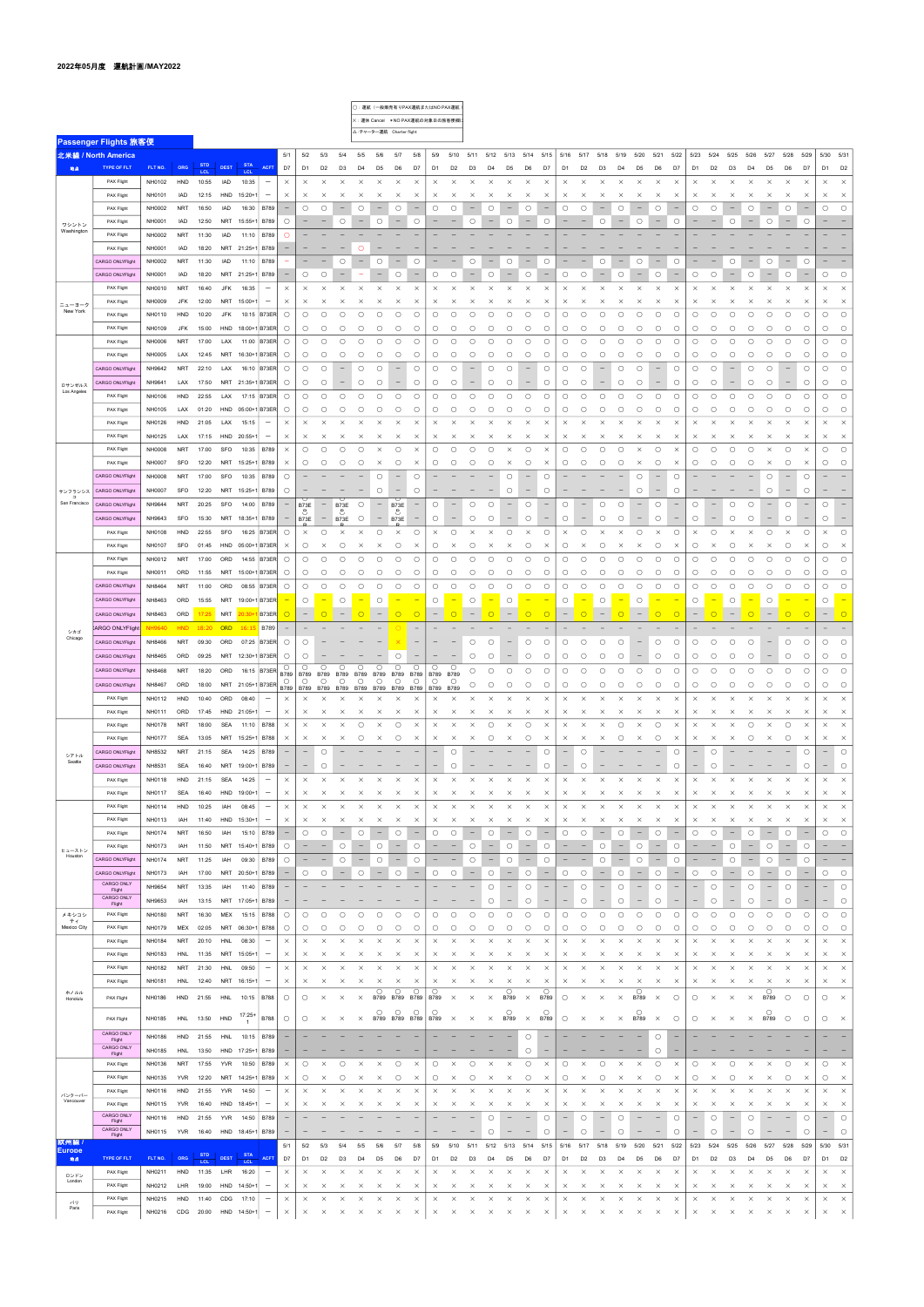## 2022年05月度 運航計画/MAY2022

○：運航（一般乗客有りPAX運航又はNO PAX運航）
×：運休 Cancel ＊NO PAX運航の対象日の旅客便欄に
△：チャーター運航 Charter flight

### Passenger Flights 旅客便

#### 北米線 / North America

| 地区 | TYPE OF FLT | FLT NO. | ORG | STD LCL | DEST | STA LCL | ACFT | 5/1 | 5/2 | 5/3 | 5/4 | 5/5 | 5/6 | 5/7 | 5/8 | 5/9 | 5/10 | 5/11 | 5/12 | 5/13 | 5/14 | 5/15 | 5/16 | 5/17 | 5/18 | 5/19 | 5/20 | 5/21 | 5/22 | 5/23 | 5/24 | 5/25 | 5/26 | 5/27 | 5/28 | 5/29 | 5/30 | 5/31 |
|---|---|---|---|---|---|---|---|---|---|---|---|---|---|---|---|---|---|---|---|---|---|---|---|---|---|---|---|---|---|---|---|---|---|---|---|---|---|---|
| | | | | | | | | D7 | D1 | D2 | D3 | D4 | D5 | D6 | D7 | D1 | D2 | D3 | D4 | D5 | D6 | D7 | D1 | D2 | D3 | D4 | D5 | D6 | D7 | D1 | D2 | D3 | D4 | D5 | D6 | D7 | D1 | D2 |
| ワシントン Washington | PAX Flight | NH0102 | HND | 10:55 | IAD | 10:35 | — | × | × | × | × | × | × | × | × | × | × | × | × | × | × | × | × | × | × | × | × | × | × | × | × | × | × | × | × | × | × | × |
| | PAX Flight | NH0101 | IAD | 12:15 | HND | 15:20+1 | — | × | × | × | × | × | × | × | × | × | × | × | × | × | × | × | × | × | × | × | × | × | × | × | × | × | × | × | × | × | × | × |
| | PAX Flight | NH0002 | NRT | 16:50 | IAD | 16:30 | B789 | — | ○ | ○ | — | ○ | — | ○ | — | ○ | ○ | — | ○ | — | ○ | — | ○ | ○ | — | ○ | — | ○ | — | ○ | ○ | — | ○ | — | ○ | — | ○ | ○ |
| | PAX Flight | NH0001 | IAD | 12:50 | NRT | 15:55+1 | B789 | ○ | — | — | ○ | — | ○ | — | ○ | — | — | ○ | — | ○ | — | ○ | — | — | ○ | — | ○ | — | ○ | — | — | ○ | — | ○ | — | ○ | — | — |
| | PAX Flight | NH0002 | NRT | 11:30 | IAD | 11:10 | B789 | ○ | — | — | — | — | — | — | — | — | — | — | — | — | — | — | — | — | — | — | — | — | — | — | — | — | — | — | — | — | — | — |
| | PAX Flight | NH0001 | IAD | 18:20 | NRT | 21:25+1 | B789 | — | — | — | — | ○ | — | — | — | — | — | — | — | — | — | — | — | — | — | — | — | — | — | — | — | — | — | — | — | — | — | — |
| | CARGO ONLYFlight | NH0002 | NRT | 11:30 | IAD | 11:10 | B789 | — | — | — | ○ | — | ○ | — | ○ | — | — | ○ | — | ○ | — | ○ | — | — | ○ | — | ○ | — | ○ | — | — | ○ | — | ○ | — | ○ | — | — |
| | CARGO ONLYFlight | NH0001 | IAD | 18:20 | NRT | 21:25+1 | B789 | — | ○ | ○ | — | — | — | ○ | — | ○ | ○ | — | ○ | — | ○ | — | ○ | ○ | — | ○ | — | ○ | — | ○ | ○ | — | ○ | — | ○ | — | ○ | ○ |
| ニューヨーク New York | PAX Flight | NH0010 | NRT | 16:40 | JFK | 16:35 | — | × | × | × | × | × | × | × | × | × | × | × | × | × | × | × | × | × | × | × | × | × | × | × | × | × | × | × | × | × | × | × |
| | PAX Flight | NH0009 | JFK | 12:00 | NRT | 15:00+1 | — | × | × | × | × | × | × | × | × | × | × | × | × | × | × | × | × | × | × | × | × | × | × | × | × | × | × | × | × | × | × | × |
| | PAX Flight | NH0110 | HND | 10:20 | JFK | 10:15 | B77ER | ○ | ○ | ○ | ○ | ○ | ○ | ○ | ○ | ○ | ○ | ○ | ○ | ○ | ○ | ○ | ○ | ○ | ○ | ○ | ○ | ○ | ○ | ○ | ○ | ○ | ○ | ○ | ○ | ○ | ○ | ○ |
| | PAX Flight | NH0109 | JFK | 15:00 | HND | 18:00+1 | B77ER | ○ | ○ | ○ | ○ | ○ | ○ | ○ | ○ | ○ | ○ | ○ | ○ | ○ | ○ | ○ | ○ | ○ | ○ | ○ | ○ | ○ | ○ | ○ | ○ | ○ | ○ | ○ | ○ | ○ | ○ | ○ |
| ロサンゼルス Los Angeles | PAX Flight | NH0006 | NRT | 17:00 | LAX | 11:00 | B77ER | ○ | ○ | ○ | ○ | ○ | ○ | ○ | ○ | ○ | ○ | ○ | ○ | ○ | ○ | ○ | ○ | ○ | ○ | ○ | ○ | ○ | ○ | ○ | ○ | ○ | ○ | ○ | ○ | ○ | ○ | ○ |
| | PAX Flight | NH0005 | LAX | 12:45 | NRT | 16:30+1 | B77ER | ○ | ○ | ○ | ○ | ○ | ○ | ○ | ○ | ○ | ○ | ○ | ○ | ○ | ○ | ○ | ○ | ○ | ○ | ○ | ○ | ○ | ○ | ○ | ○ | ○ | ○ | ○ | ○ | ○ | ○ | ○ |
| | CARGO ONLYFlight | NH9642 | NRT | 22:10 | LAX | 16:10 | B77ER | ○ | ○ | ○ | — | ○ | ○ | — | ○ | ○ | ○ | — | ○ | ○ | — | ○ | ○ | ○ | — | ○ | ○ | — | ○ | ○ | ○ | — | ○ | ○ | — | ○ | ○ | ○ |
| | CARGO ONLYFlight | NH9641 | LAX | 17:50 | NRT | 21:35+1 | B77ER | ○ | ○ | ○ | — | ○ | ○ | — | ○ | ○ | ○ | — | ○ | ○ | — | ○ | ○ | ○ | — | ○ | ○ | — | ○ | ○ | ○ | — | ○ | ○ | — | ○ | ○ | ○ |
| | PAX Flight | NH0106 | HND | 22:55 | LAX | 17:15 | B77ER | ○ | ○ | ○ | ○ | ○ | ○ | ○ | ○ | ○ | ○ | ○ | ○ | ○ | ○ | ○ | ○ | ○ | ○ | ○ | ○ | ○ | ○ | ○ | ○ | ○ | ○ | ○ | ○ | ○ | ○ | ○ |
| | PAX Flight | NH0105 | LAX | 01:20 | HND | 05:00+1 | B77ER | ○ | ○ | ○ | ○ | ○ | ○ | ○ | ○ | ○ | ○ | ○ | ○ | ○ | ○ | ○ | ○ | ○ | ○ | ○ | ○ | ○ | ○ | ○ | ○ | ○ | ○ | ○ | ○ | ○ | ○ | ○ |
| | PAX Flight | NH0126 | HND | 21:05 | LAX | 15:15 | — | × | × | × | × | × | × | × | × | × | × | × | × | × | × | × | × | × | × | × | × | × | × | × | × | × | × | × | × | × | × | × |
| | PAX Flight | NH0125 | LAX | 17:15 | HND | 20:55+1 | — | × | × | × | × | × | × | × | × | × | × | × | × | × | × | × | × | × | × | × | × | × | × | × | × | × | × | × | × | × | × | × |
| サンフランシスコ San Francisco | PAX Flight | NH0008 | NRT | 17:00 | SFO | 10:35 | B789 | × | ○ | ○ | ○ | ○ | × | ○ | × | ○ | ○ | ○ | ○ | × | ○ | × | ○ | ○ | ○ | ○ | × | ○ | × | ○ | ○ | ○ | ○ | × | ○ | × | ○ | ○ |
| | PAX Flight | NH0007 | SFO | 12:20 | NRT | 15:25+1 | B789 | × | ○ | ○ | ○ | ○ | × | ○ | × | ○ | ○ | ○ | ○ | × | ○ | × | ○ | ○ | ○ | ○ | × | ○ | × | ○ | ○ | ○ | ○ | × | ○ | × | ○ | ○ |
| | CARGO ONLYFlight | NH0008 | NRT | 17:00 | SFO | 10:35 | B789 | ○ | — | — | — | — | ○ | — | ○ | — | — | — | — | ○ | — | ○ | — | — | — | — | ○ | — | ○ | — | — | — | — | ○ | — | ○ | — | — |
| | CARGO ONLYFlight | NH0007 | SFO | 12:20 | NRT | 15:25+1 | B789 | ○ | — | — | — | — | ○ | — | ○ | — | — | — | — | ○ | — | ○ | — | — | — | — | ○ | — | ○ | — | — | — | — | ○ | — | ○ | — | — |
| | CARGO ONLYFlight | NH9644 | NRT | 20:25 | SFO | 14:00 | B789 | — | ○ B77E | — | ○ B77E | — | — | ○ B77E | — | ○ | — | ○ | ○ | — | ○ | — | ○ | — | ○ | ○ | — | ○ | — | ○ | — | ○ | ○ | — | ○ | — | ○ | — |
| | CARGO ONLYFlight | NH9643 | SFO | 15:30 | NRT | 18:35+1 | B789 | — | ○ B77E | — | ○ B77E | — | — | ○ B77E | — | ○ | — | ○ | ○ | — | ○ | — | ○ | — | ○ | ○ | — | ○ | — | ○ | — | ○ | ○ | — | ○ | — | ○ | — |
| | PAX Flight | NH0108 | HND | 22:55 | SFO | 16:25 | B77ER | × | ○ | × | × | ○ | × | ○ | × | ○ | × | × | ○ | × | ○ | × | ○ | × | × | ○ | × | ○ | × | ○ | × | × | ○ | × | ○ | × | ○ | × |
| | PAX Flight | NH0107 | SFO | 01:45 | HND | 05:00+1 | B77ER | × | ○ | × | ○ | × | × | ○ | × | ○ | × | ○ | × | × | ○ | × | ○ | × | ○ | × | × | ○ | × | ○ | × | ○ | × | × | ○ | × | ○ | × |
| シカゴ Chicago | PAX Flight | NH0012 | NRT | 17:00 | ORD | 14:55 | B77ER | ○ | ○ | ○ | ○ | ○ | ○ | ○ | ○ | ○ | ○ | ○ | ○ | ○ | ○ | ○ | ○ | ○ | ○ | ○ | ○ | ○ | ○ | ○ | ○ | ○ | ○ | ○ | ○ | ○ | ○ | ○ |
| | PAX Flight | NH0011 | ORD | 11:55 | NRT | 15:00+1 | B77ER | ○ | ○ | ○ | ○ | ○ | ○ | ○ | ○ | ○ | ○ | ○ | ○ | ○ | ○ | ○ | ○ | ○ | ○ | ○ | ○ | ○ | ○ | ○ | ○ | ○ | ○ | ○ | ○ | ○ | ○ | ○ |
| | CARGO ONLYFlight | NH8464 | NRT | 11:00 | ORD | 08:55 | B77ER | ○ | ○ | ○ | ○ | ○ | ○ | ○ | ○ | ○ | ○ | ○ | ○ | ○ | ○ | ○ | ○ | ○ | ○ | ○ | ○ | ○ | ○ | ○ | ○ | ○ | ○ | ○ | ○ | ○ | ○ | ○ |
| | CARGO ONLYFlight | NH8463 | ORD | 15:55 | NRT | 19:00+1 | B77ER | — | ○ | — | ○ | — | ○ | — | — | ○ | — | ○ | — | ○ | — | — | ○ | — | ○ | — | ○ | — | — | ○ | — | ○ | — | ○ | — | — | ○ | — |
| | CARGO ONLYFlight | NH8463 | ORD | 17:25 | NRT | 20:30+1 | B77ER | ○ | — | ○ | — | ○ | — | ○ | ○ | — | ○ | — | ○ | — | ○ | ○ | — | ○ | — | ○ | — | ○ | ○ | — | ○ | — | ○ | — | ○ | ○ | — | ○ |
| | CARGO ONLYFlight | NH9640 | HND | 18:20 | ORD | 16:15 | B789 | — | — | — | — | — | — | ○ | — | — | — | — | — | — | — | — | — | — | — | — | — | — | — | — | — | — | — | — | — | — | — | — |
| | CARGO ONLYFlight | NH8466 | NRT | 09:30 | ORD | 07:25 | B77ER | ○ | ○ | — | — | — | — | × | — | — | — | ○ | ○ | — | ○ | ○ | ○ | ○ | ○ | ○ | — | ○ | ○ | ○ | ○ | ○ | ○ | — | ○ | ○ | ○ | ○ |
| | CARGO ONLYFlight | NH8465 | ORD | 09:25 | NRT | 12:30+1 | B77ER | ○ | ○ | — | — | — | — | ○ | — | — | — | ○ | ○ | — | ○ | ○ | ○ | ○ | ○ | ○ | — | ○ | ○ | ○ | ○ | ○ | ○ | — | ○ | ○ | ○ | ○ |
| | CARGO ONLYFlight | NH8468 | NRT | 18:20 | ORD | 16:15 | B77ER | ○ B789 | ○ B789 | ○ B789 | ○ B789 | ○ B789 | ○ B789 | ○ B789 | ○ B789 | ○ B789 | ○ B789 | ○ | ○ | ○ | ○ | ○ | ○ | ○ | ○ | ○ | ○ | ○ | ○ | ○ | ○ | ○ | ○ | ○ | ○ | ○ | ○ | ○ |
| | CARGO ONLYFlight | NH8467 | ORD | 18:00 | NRT | 21:05+1 | B77ER | ○ B789 | ○ B789 | ○ B789 | ○ B789 | ○ B789 | ○ B789 | ○ B789 | ○ B789 | ○ B789 | ○ B789 | ○ | ○ | ○ | ○ | ○ | ○ | ○ | ○ | ○ | ○ | ○ | ○ | ○ | ○ | ○ | ○ | ○ | ○ | ○ | ○ | ○ |
| | PAX Flight | NH0112 | HND | 10:40 | ORD | 08:40 | — | × | × | × | × | × | × | × | × | × | × | × | × | × | × | × | × | × | × | × | × | × | × | × | × | × | × | × | × | × | × | × |
| | PAX Flight | NH0111 | ORD | 17:45 | HND | 21:05+1 | — | × | × | × | × | × | × | × | × | × | × | × | × | × | × | × | × | × | × | × | × | × | × | × | × | × | × | × | × | × | × | × |
| シアトル Seattle | PAX Flight | NH0178 | NRT | 18:00 | SEA | 11:10 | B788 | × | × | × | × | ○ | × | ○ | × | × | × | × | ○ | × | ○ | × | × | × | × | ○ | × | ○ | × | × | × | × | ○ | × | ○ | × | × | × |
| | PAX Flight | NH0177 | SEA | 13:05 | NRT | 15:25+1 | B788 | × | × | × | × | ○ | × | ○ | × | × | × | × | ○ | × | ○ | × | × | × | × | ○ | × | ○ | × | × | × | × | ○ | × | ○ | × | × | × |
| | CARGO ONLYFlight | NH8532 | NRT | 21:15 | SEA | 14:25 | B789 | — | — | ○ | — | — | — | — | — | — | ○ | — | — | — | — | ○ | — | ○ | — | — | — | — | ○ | — | ○ | — | — | — | — | ○ | — | ○ |
| | CARGO ONLYFlight | NH8531 | SEA | 16:40 | NRT | 19:00+1 | B789 | — | — | ○ | — | — | — | — | — | — | ○ | — | — | — | — | ○ | — | ○ | — | — | — | — | ○ | — | ○ | — | — | — | — | ○ | — | ○ |
| | PAX Flight | NH0118 | HND | 21:15 | SEA | 14:25 | — | × | × | × | × | × | × | × | × | × | × | × | × | × | × | × | × | × | × | × | × | × | × | × | × | × | × | × | × | × | × | × |
| | PAX Flight | NH0117 | SEA | 16:40 | HND | 19:00+1 | — | × | × | × | × | × | × | × | × | × | × | × | × | × | × | × | × | × | × | × | × | × | × | × | × | × | × | × | × | × | × | × |
| ヒューストン Houston | PAX Flight | NH0114 | HND | 10:25 | IAH | 08:45 | — | × | × | × | × | × | × | × | × | × | × | × | × | × | × | × | × | × | × | × | × | × | × | × | × | × | × | × | × | × | × | × |
| | PAX Flight | NH0113 | IAH | 11:40 | HND | 15:30+1 | — | × | × | × | × | × | × | × | × | × | × | × | × | × | × | × | × | × | × | × | × | × | × | × | × | × | × | × | × | × | × | × |
| | PAX Flight | NH0174 | NRT | 16:50 | IAH | 15:10 | B789 | — | ○ | ○ | — | ○ | — | ○ | — | ○ | ○ | — | ○ | — | ○ | — | ○ | ○ | — | ○ | — | ○ | — | ○ | ○ | — | ○ | — | ○ | — | ○ | ○ |
| | PAX Flight | NH0173 | IAH | 11:50 | NRT | 15:40+1 | B789 | ○ | — | — | ○ | — | ○ | — | ○ | — | — | ○ | — | ○ | — | ○ | — | — | ○ | — | ○ | — | ○ | — | — | ○ | — | ○ | — | ○ | — | — |
| | CARGO ONLYFlight | NH0174 | NRT | 11:25 | IAH | 09:30 | B789 | ○ | — | — | ○ | — | ○ | — | ○ | — | — | ○ | — | ○ | — | ○ | — | — | ○ | — | ○ | — | ○ | — | — | ○ | — | ○ | — | ○ | — | — |
| | CARGO ONLYFlight | NH0173 | IAH | 17:00 | NRT | 20:50+1 | B789 | — | ○ | ○ | — | ○ | — | ○ | — | ○ | ○ | — | ○ | — | ○ | — | ○ | ○ | — | ○ | — | ○ | — | ○ | ○ | — | ○ | — | ○ | — | ○ | ○ |
| | CARGO ONLY Flight | NH9654 | NRT | 13:35 | IAH | 11:40 | B789 | — | — | — | — | — | — | — | — | — | — | — | ○ | — | ○ | — | — | ○ | — | ○ | — | ○ | — | — | ○ | — | ○ | — | ○ | — | — | ○ |
| | CARGO ONLY Flight | NH9653 | IAH | 13:15 | NRT | 17:05+1 | B789 | — | — | — | — | — | — | — | — | — | — | — | ○ | — | ○ | — | — | ○ | — | ○ | — | ○ | — | — | ○ | — | ○ | — | ○ | — | — | ○ |
| メキシコシティ Mexico City | PAX Flight | NH0180 | NRT | 16:30 | MEX | 15:15 | B788 | ○ | ○ | ○ | ○ | ○ | ○ | ○ | ○ | ○ | ○ | ○ | ○ | ○ | ○ | ○ | ○ | ○ | ○ | ○ | ○ | ○ | ○ | ○ | ○ | ○ | ○ | ○ | ○ | ○ | ○ | ○ |
| | PAX Flight | NH0179 | MEX | 02:05 | NRT | 06:30+1 | B788 | ○ | ○ | ○ | ○ | ○ | ○ | ○ | ○ | ○ | ○ | ○ | ○ | ○ | ○ | ○ | ○ | ○ | ○ | ○ | ○ | ○ | ○ | ○ | ○ | ○ | ○ | ○ | ○ | ○ | ○ | ○ |
| ホノルル Honolulu | PAX Flight | NH0184 | NRT | 20:10 | HNL | 08:30 | — | × | × | × | × | × | × | × | × | × | × | × | × | × | × | × | × | × | × | × | × | × | × | × | × | × | × | × | × | × | × | × |
| | PAX Flight | NH0183 | HNL | 11:35 | NRT | 15:05+1 | — | × | × | × | × | × | × | × | × | × | × | × | × | × | × | × | × | × | × | × | × | × | × | × | × | × | × | × | × | × | × | × |
| | PAX Flight | NH0182 | NRT | 21:30 | HNL | 09:50 | — | × | × | × | × | × | × | × | × | × | × | × | × | × | × | × | × | × | × | × | × | × | × | × | × | × | × | × | × | × | × | × |
| | PAX Flight | NH0181 | HNL | 12:40 | NRT | 16:15+1 | — | × | × | × | × | × | × | × | × | × | × | × | × | × | × | × | × | × | × | × | × | × | × | × | × | × | × | × | × | × | × | × |
| | PAX Flight | NH0186 | HND | 21:55 | HNL | 10:15 | B788 | ○ | × | × | × | ○ B789 | ○ B789 | ○ B789 | ○ B789 | × | × | × | ○ B789 | × | ○ B789 | ○ | × | × | × | ○ B789 | × | ○ | ○ | × | × | × | × | ○ B789 | ○ | ○ | ○ | × |
| | PAX Flight | NH0185 | HNL | 13:50 | HND | 17:25+1 | B788 | ○ | ○ | × | × | × | ○ B789 | ○ B789 | ○ B789 | ○ B789 | × | × | × | ○ B789 | × | ○ B789 | ○ | × | × | × | ○ B789 | × | ○ | ○ | × | × | × | × | ○ B789 | ○ | ○ | × |
| | CARGO ONLY Flight | NH0186 | HND | 21:55 | HNL | 10:15 | B789 | — | — | — | — | — | — | — | — | — | — | — | — | — | ○ | — | — | — | — | — | — | ○ | — | — | — | — | — | — | — | — | — | — |
| | CARGO ONLY Flight | NH0185 | HNL | 13:50 | HND | 17:25+1 | B789 | — | — | — | — | — | — | — | — | — | — | — | — | — | ○ | — | — | — | — | — | — | ○ | — | — | — | — | — | — | — | — | — | — |
| バンクーバー Vancouver | PAX Flight | NH0136 | NRT | 17:55 | YVR | 10:50 | B789 | × | ○ | × | ○ | × | × | ○ | × | ○ | × | ○ | × | × | ○ | × | ○ | × | ○ | × | × | ○ | × | ○ | × | ○ | × | × | ○ | × | ○ | × |
| | PAX Flight | NH0135 | YVR | 12:20 | NRT | 14:25+1 | B789 | × | ○ | × | ○ | × | × | ○ | × | ○ | × | ○ | × | × | ○ | × | ○ | × | ○ | × | × | ○ | × | ○ | × | ○ | × | × | ○ | × | ○ | × |
| | PAX Flight | NH0116 | HND | 21:55 | YVR | 14:50 | — | × | × | × | × | × | × | × | × | × | × | × | × | × | × | × | × | × | × | × | × | × | × | × | × | × | × | × | × | × | × | × |
| | PAX Flight | NH0115 | YVR | 16:40 | HND | 18:45+1 | — | × | × | × | × | × | × | × | × | × | × | × | × | × | × | × | × | × | × | × | × | × | × | × | × | × | × | × | × | × | × | × |
| | CARGO ONLY Flight | NH0116 | HND | 21:55 | YVR | 14:50 | B789 | — | — | — | — | — | — | — | — | — | — | — | ○ | — | — | ○ | — | ○ | — | ○ | — | — | ○ | — | ○ | — | ○ | — | — | ○ | — | ○ |
| | CARGO ONLY Flight | NH0115 | YVR | 16:40 | HND | 18:45+1 | B789 | — | — | — | — | — | — | — | — | — | — | — | ○ | — | — | ○ | — | ○ | — | ○ | — | — | ○ | — | ○ | — | ○ | — | — | ○ | — | ○ |

#### 欧州線 / Europe

| 地区 | TYPE OF FLT | FLT NO. | ORG | STD LCL | DEST | STA LCL | ACFT | 5/1 | 5/2 | 5/3 | 5/4 | 5/5 | 5/6 | 5/7 | 5/8 | 5/9 | 5/10 | 5/11 | 5/12 | 5/13 | 5/14 | 5/15 | 5/16 | 5/17 | 5/18 | 5/19 | 5/20 | 5/21 | 5/22 | 5/23 | 5/24 | 5/25 | 5/26 | 5/27 | 5/28 | 5/29 | 5/30 | 5/31 |
|---|---|---|---|---|---|---|---|---|---|---|---|---|---|---|---|---|---|---|---|---|---|---|---|---|---|---|---|---|---|---|---|---|---|---|---|---|---|---|
| | | | | | | | | D7 | D1 | D2 | D3 | D4 | D5 | D6 | D7 | D1 | D2 | D3 | D4 | D5 | D6 | D7 | D1 | D2 | D3 | D4 | D5 | D6 | D7 | D1 | D2 | D3 | D4 | D5 | D6 | D7 | D1 | D2 |
| ロンドン London | PAX Flight | NH0211 | HND | 11:35 | LHR | 16:20 | — | × | × | × | × | × | × | × | × | × | × | × | × | × | × | × | × | × | × | × | × | × | × | × | × | × | × | × | × | × | × | × |
| | PAX Flight | NH0212 | LHR | 19:00 | HND | 14:50+1 | — | × | × | × | × | × | × | × | × | × | × | × | × | × | × | × | × | × | × | × | × | × | × | × | × | × | × | × | × | × | × | × |
| パリ Paris | PAX Flight | NH0215 | HND | 11:40 | CDG | 17:10 | — | × | × | × | × | × | × | × | × | × | × | × | × | × | × | × | × | × | × | × | × | × | × | × | × | × | × | × | × | × | × | × |
| | PAX Flight | NH0216 | CDG | 20:00 | HND | 14:50+1 | — | × | × | × | × | × | × | × | × | × | × | × | × | × | × | × | × | × | × | × | × | × | × | × | × | × | × | × | × | × | × | × |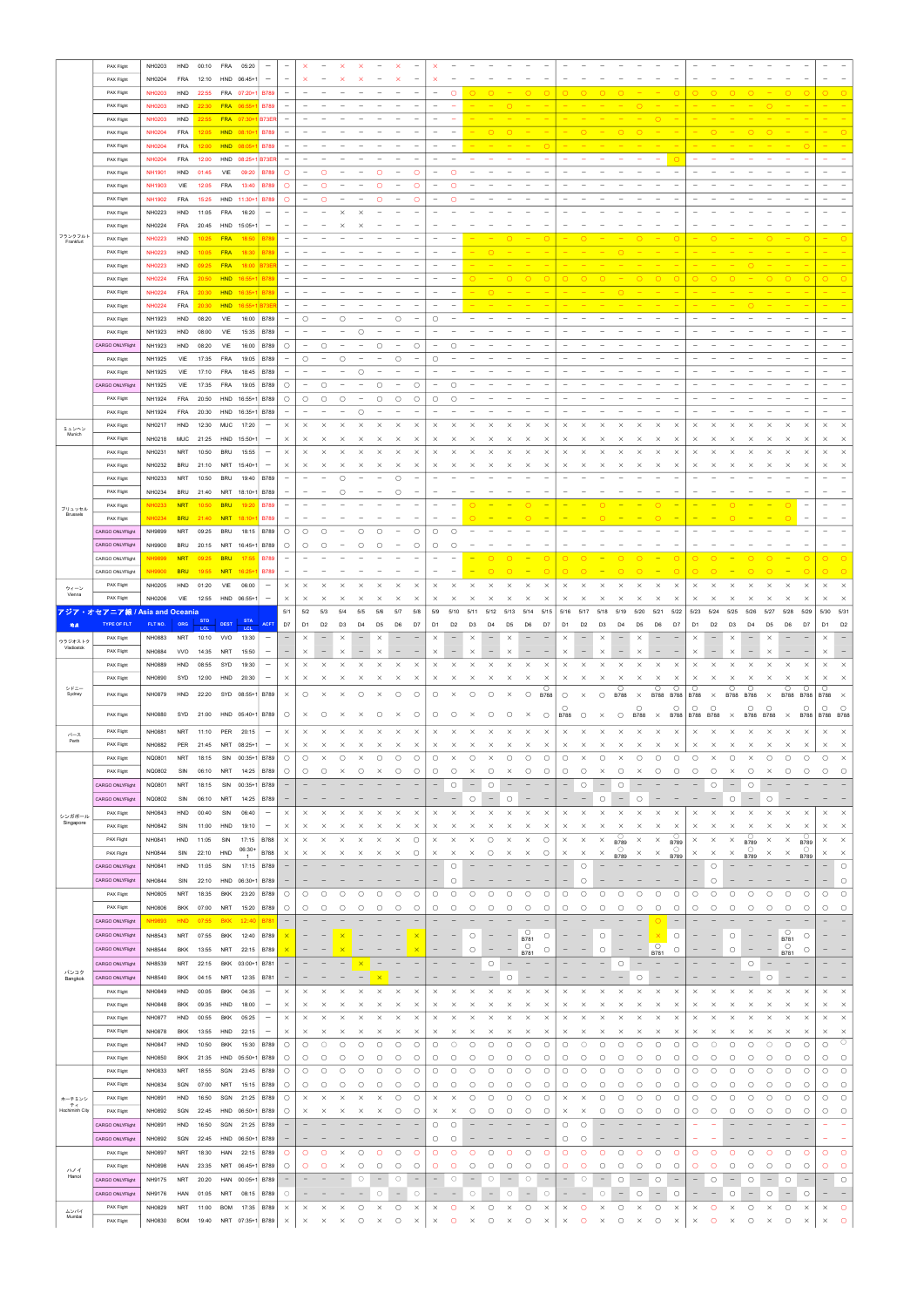| 地点 | TYPE OF FLT | FLT NO. | ORG | STD LCL | DEST | STA LCL | ACFT | 5/1 | 5/2 | 5/3 | 5/4 | 5/5 | 5/6 | 5/7 | 5/8 | 5/9 | 5/10 | 5/11 | 5/12 | 5/13 | 5/14 | 5/15 | 5/16 | 5/17 | 5/18 | 5/19 | 5/20 | 5/21 | 5/22 | 5/23 | 5/24 | 5/25 | 5/26 | 5/27 | 5/28 | 5/29 | 5/30 | 5/31 |
|---|---|---|---|---|---|---|---|---|---|---|---|---|---|---|---|---|---|---|---|---|---|---|---|---|---|---|---|---|---|---|---|---|---|---|---|---|---|---|
| フランクフルト Frankfurt | PAX Flight | NH0203 | HND | 00:10 | FRA | 05:20 | − | − | × | − | × | × | − | × | − | × | − | − | − | − | − | − | − | − | − | − | − | − | − | − | − | − | − | − | − | − | − | − |
| | PAX Flight | NH0204 | FRA | 12:10 | HND | 06:45+1 | − | − | × | − | × | × | − | × | − | × | − | − | − | − | − | − | − | − | − | − | − | − | − | − | − | − | − | − | − | − | − | − |
| | PAX Flight | NH0203 | HND | 22:55 | FRA | 07:20+1 | B789 | − | − | − | − | − | − | − | − | − | ○ | ○ | ○ | − | ○ | ○ | ○ | ○ | ○ | ○ | − | − | ○ | ○ | ○ | ○ | ○ | − | ○ | ○ | ○ | ○ |
| | PAX Flight | NH0203 | HND | 22:30 | FRA | 06:55+1 | B789 | − | − | − | − | − | − | − | − | − | − | − | − | ○ | − | − | − | − | − | − | ○ | − | − | − | − | − | − | ○ | − | − | − | − |
| | PAX Flight | NH0203 | HND | 22:55 | FRA | 07:30+1 | B73ER | − | − | − | − | − | − | − | − | − | − | − | − | − | − | − | − | − | − | − | − | ○ | − | − | − | − | − | − | − | − | − | − |
| | PAX Flight | NH0204 | FRA | 12:05 | HND | 08:10+1 | B789 | − | − | − | − | − | − | − | − | − | − | − | ○ | ○ | − | − | − | ○ | − | ○ | ○ | − | − | − | ○ | − | ○ | ○ | − | − | − | ○ |
| | PAX Flight | NH0204 | FRA | 12:00 | HND | 08:05+1 | B789 | − | − | − | − | − | − | − | − | − | − | − | − | − | − | ○ | − | − | − | − | − | − | − | − | − | − | − | − | − | ○ | − | − |
| | PAX Flight | NH0204 | FRA | 12:00 | HND | 08:25+1 | B73ER | − | − | − | − | − | − | − | − | − | − | − | − | − | − | − | − | − | − | − | − | − | ○ | − | − | − | − | − | − | − | − | − |
| | PAX Flight | NH1901 | HND | 01:45 | VIE | 09:20 | B789 | ○ | − | ○ | − | − | ○ | − | ○ | − | ○ | − | − | − | − | − | − | − | − | − | − | − | − | − | − | − | − | − | − | − | − | − |
| | PAX Flight | NH1903 | VIE | 12:05 | FRA | 13:40 | B789 | ○ | − | ○ | − | − | ○ | − | ○ | − | ○ | − | − | − | − | − | − | − | − | − | − | − | − | − | − | − | − | − | − | − | − | − |
| | PAX Flight | NH1902 | FRA | 15:25 | HND | 11:30+1 | B789 | ○ | − | ○ | − | − | ○ | − | ○ | − | ○ | − | − | − | − | − | − | − | − | − | − | − | − | − | − | − | − | − | − | − | − | − |
| | PAX Flight | NH0223 | HND | 11:05 | FRA | 16:20 | − | − | − | − | × | × | − | − | − | − | − | − | − | − | − | − | − | − | − | − | − | − | − | − | − | − | − | − | − | − | − | − |
| | PAX Flight | NH0224 | FRA | 20:45 | HND | 15:05+1 | − | − | − | − | × | × | − | − | − | − | − | − | − | − | − | − | − | − | − | − | − | − | − | − | − | − | − | − | − | − | − | − |
| | PAX Flight | NH0223 | HND | 10:25 | FRA | 15:50 | B789 | − | − | − | − | − | − | − | − | − | − | − | − | ○ | − | ○ | − | ○ | − | − | ○ | − | ○ | − | ○ | − | − | ○ | − | ○ | − | ○ |
| | PAX Flight | NH0223 | HND | 10:05 | FRA | 15:30 | B789 | − | − | − | − | − | − | − | − | − | − | − | ○ | − | − | − | − | − | − | ○ | − | − | − | − | − | − | − | − | − | − | − | − |
| | PAX Flight | NH0223 | HND | 09:25 | FRA | 15:00 | B73ER | − | − | − | − | − | − | − | − | − | − | − | − | − | − | − | − | − | − | − | − | − | − | − | − | − | ○ | − | − | − | − | − |
| | PAX Flight | NH0224 | FRA | 20:50 | HND | 16:55+1 | B789 | − | − | − | − | − | − | − | − | − | − | ○ | − | ○ | ○ | ○ | ○ | ○ | ○ | − | ○ | ○ | ○ | ○ | ○ | ○ | − | ○ | ○ | ○ | ○ | ○ |
| | PAX Flight | NH0224 | FRA | 20:30 | HND | 16:35+1 | B789 | − | − | − | − | − | − | − | − | − | − | − | ○ | − | − | − | − | − | − | ○ | − | − | − | − | − | − | − | − | − | − | − | − |
| | PAX Flight | NH0224 | FRA | 20:30 | HND | 16:55+1 | B73ER | − | − | − | − | − | − | − | − | − | − | − | − | − | − | − | − | − | − | − | − | − | − | − | − | − | ○ | − | − | − | − | − |
| | PAX Flight | NH1923 | HND | 08:20 | VIE | 16:00 | B789 | − | ○ | − | ○ | − | − | ○ | − | ○ | − | − | − | − | − | − | − | − | − | − | − | − | − | − | − | − | − | − | − | − | − | − |
| | PAX Flight | NH1923 | HND | 08:00 | VIE | 15:35 | B789 | − | − | − | − | ○ | − | − | − | − | − | − | − | − | − | − | − | − | − | − | − | − | − | − | − | − | − | − | − | − | − | − |
| | CARGO ONLYFlight | NH1923 | HND | 08:20 | VIE | 16:00 | B789 | ○ | − | ○ | − | − | ○ | − | ○ | − | ○ | − | − | − | − | − | − | − | − | − | − | − | − | − | − | − | − | − | − | − | − | − |
| | PAX Flight | NH1925 | VIE | 17:35 | FRA | 19:05 | B789 | − | ○ | − | ○ | − | − | ○ | − | ○ | − | − | − | − | − | − | − | − | − | − | − | − | − | − | − | − | − | − | − | − | − | − |
| | PAX Flight | NH1925 | VIE | 17:10 | FRA | 18:45 | B789 | − | − | − | − | ○ | − | − | − | − | − | − | − | − | − | − | − | − | − | − | − | − | − | − | − | − | − | − | − | − | − | − |
| | CARGO ONLYFlight | NH1925 | VIE | 17:35 | FRA | 19:05 | B789 | ○ | − | ○ | − | − | ○ | − | ○ | − | ○ | − | − | − | − | − | − | − | − | − | − | − | − | − | − | − | − | − | − | − | − | − |
| | PAX Flight | NH1924 | FRA | 20:50 | HND | 16:55+1 | B789 | ○ | ○ | ○ | ○ | − | ○ | ○ | ○ | ○ | ○ | − | − | − | − | − | − | − | − | − | − | − | − | − | − | − | − | − | − | − | − | − |
| | PAX Flight | NH1924 | FRA | 20:30 | HND | 16:35+1 | B789 | − | − | − | − | ○ | − | − | − | − | − | − | − | − | − | − | − | − | − | − | − | − | − | − | − | − | − | − | − | − | − | − |
| ミュンヘン Munich | PAX Flight | NH0217 | HND | 12:30 | MUC | 17:20 | − | × | × | × | × | × | × | × | × | × | × | × | × | × | × | × | × | × | × | × | × | × | × | × | × | × | × | × | × | × | × | × |
| | PAX Flight | NH0218 | MUC | 21:25 | HND | 15:50+1 | − | × | × | × | × | × | × | × | × | × | × | × | × | × | × | × | × | × | × | × | × | × | × | × | × | × | × | × | × | × | × | × |
| ブリュッセル Brussels | PAX Flight | NH0231 | NRT | 10:50 | BRU | 15:55 | − | × | × | × | × | × | × | × | × | × | × | × | × | × | × | × | × | × | × | × | × | × | × | × | × | × | × | × | × | × | × | × |
| | PAX Flight | NH0232 | BRU | 21:10 | NRT | 15:40+1 | − | × | × | × | × | × | × | × | × | × | × | × | × | × | × | × | × | × | × | × | × | × | × | × | × | × | × | × | × | × | × | × |
| | PAX Flight | NH0233 | NRT | 10:50 | BRU | 19:40 | B789 | − | − | − | ○ | − | − | ○ | − | − | − | − | − | − | − | − | − | − | − | − | − | − | − | − | − | − | − | − | − | − | − | − |
| | PAX Flight | NH0234 | BRU | 21:40 | NRT | 18:10+1 | B789 | − | − | − | ○ | − | − | ○ | − | − | − | − | − | − | − | − | − | − | − | − | − | − | − | − | − | − | − | − | − | − | − | − |
| | PAX Flight | NH0233 | NRT | 10:50 | BRU | 19:20 | B789 | − | − | − | − | − | − | − | − | − | − | ○ | − | − | ○ | − | − | − | ○ | − | − | ○ | − | − | − | ○ | − | − | ○ | − | − | − |
| | PAX Flight | NH0234 | BRU | 21:40 | NRT | 18:10+1 | B789 | − | − | − | − | − | − | − | − | − | − | ○ | − | − | ○ | − | − | − | ○ | − | − | ○ | − | − | − | ○ | − | − | ○ | − | − | − |
| | CARGO ONLYFlight | NH9899 | NRT | 09:25 | BRU | 18:15 | B789 | ○ | ○ | ○ | − | ○ | ○ | − | ○ | ○ | ○ | − | − | − | − | − | − | − | − | − | − | − | − | − | − | − | − | − | − | − | − | − |
| | CARGO ONLYFlight | NH9900 | BRU | 20:15 | NRT | 16:45+1 | B789 | ○ | ○ | ○ | − | ○ | ○ | − | ○ | ○ | ○ | − | − | − | − | − | − | − | − | − | − | − | − | − | − | − | − | − | − | − | − | − |
| | CARGO ONLYFlight | NH9899 | NRT | 09:25 | BRU | 17:55 | B789 | − | − | − | − | − | − | − | − | − | − | − | ○ | ○ | − | ○ | ○ | ○ | − | ○ | ○ | − | ○ | ○ | ○ | − | ○ | ○ | − | ○ | ○ | ○ |
| | CARGO ONLYFlight | NH9900 | BRU | 19:55 | NRT | 16:25+1 | B789 | − | − | − | − | − | − | − | − | − | − | − | ○ | ○ | − | ○ | ○ | ○ | − | ○ | ○ | − | ○ | ○ | ○ | − | ○ | ○ | − | ○ | ○ | ○ |
| ウィーン Vienna | PAX Flight | NH0205 | HND | 01:20 | VIE | 06:00 | − | × | × | × | × | × | × | × | × | × | × | × | × | × | × | × | × | × | × | × | × | × | × | × | × | × | × | × | × | × | × | × |
| | PAX Flight | NH0206 | VIE | 12:55 | HND | 06:55+1 | − | × | × | × | × | × | × | × | × | × | × | × | × | × | × | × | × | × | × | × | × | × | × | × | × | × | × | × | × | × | × | × |

## アジア・オセアニア線 / Asia and Oceania

| 地点 | TYPE OF FLT | FLT NO. | ORG | STD LCL | DEST | STA LCL | ACFT | 5/1 | 5/2 | 5/3 | 5/4 | 5/5 | 5/6 | 5/7 | 5/8 | 5/9 | 5/10 | 5/11 | 5/12 | 5/13 | 5/14 | 5/15 | 5/16 | 5/17 | 5/18 | 5/19 | 5/20 | 5/21 | 5/22 | 5/23 | 5/24 | 5/25 | 5/26 | 5/27 | 5/28 | 5/29 | 5/30 | 5/31 |
|---|---|---|---|---|---|---|---|---|---|---|---|---|---|---|---|---|---|---|---|---|---|---|---|---|---|---|---|---|---|---|---|---|---|---|---|---|---|---|
| | | | | | | | | D7 | D1 | D2 | D3 | D4 | D5 | D6 | D7 | D1 | D2 | D3 | D4 | D5 | D6 | D7 | D1 | D2 | D3 | D4 | D5 | D6 | D7 | D1 | D2 | D3 | D4 | D5 | D6 | D7 | D1 | D2 |
| ウラジオストク Vladivostok | PAX Flight | NH0883 | NRT | 10:10 | VVO | 13:30 | − | − | × | − | × | − | × | − | − | × | − | × | − | × | − | − | × | − | × | − | × | − | − | × | − | × | − | × | − | − | × | − |
| | PAX Flight | NH0884 | VVO | 14:35 | NRT | 15:50 | − | − | × | − | × | − | × | − | − | × | − | × | − | × | − | − | × | − | × | − | × | − | − | × | − | × | − | × | − | − | × | − |
| シドニー Sydney | PAX Flight | NH0889 | HND | 08:55 | SYD | 19:30 | − | × | × | × | × | × | × | × | × | × | × | × | × | × | × | × | × | × | × | × | × | × | × | × | × | × | × | × | × | × | × | × |
| | PAX Flight | NH0890 | SYD | 12:00 | HND | 20:30 | − | × | × | × | × | × | × | × | × | × | × | × | × | × | × | × | × | × | × | × | × | × | × | × | × | × | × | × | × | × | × | × |
| | PAX Flight | NH0879 | HND | 22:20 | SYD | 08:55+1 | B789 | ○ | × | ○ | × | ○ | × | ○ | ○ | ○ | × | ○ | ○ | × | ○ | ○ B788 | ○ | × | ○ | ○ B788 | × | ○ B788 | ○ B788 | ○ B788 | × | ○ B788 | ○ B788 | × | ○ B788 | ○ B788 | ○ B788 | × |
| | PAX Flight | NH0880 | SYD | 21:00 | HND | 05:40+1 | B789 | ○ | ○ | × | ○ | × | ○ | × | ○ | ○ | ○ | × | ○ | ○ | × | ○ | ○ B788 | ○ | × | ○ | ○ B788 | × | ○ B788 | ○ B788 | ○ B788 | × | ○ B788 | ○ B788 | × | ○ B788 | ○ B788 | ○ B788 |
| パース Perth | PAX Flight | NH0881 | NRT | 11:10 | PER | 20:15 | − | × | × | × | × | × | × | × | × | × | × | × | × | × | × | × | × | × | × | × | × | × | × | × | × | × | × | × | × | × | × | × |
| | PAX Flight | NH0882 | PER | 21:45 | NRT | 08:25+1 | − | × | × | × | × | × | × | × | × | × | × | × | × | × | × | × | × | × | × | × | × | × | × | × | × | × | × | × | × | × | × | × |
| シンガポール Singapore | PAX Flight | NQ0801 | NRT | 18:15 | SIN | 00:35+1 | B789 | ○ | ○ | × | ○ | × | ○ | ○ | ○ | ○ | × | ○ | × | ○ | ○ | ○ | ○ | × | ○ | × | ○ | ○ | ○ | ○ | × | ○ | × | ○ | ○ | ○ | ○ | × |
| | PAX Flight | NQ0802 | SIN | 06:10 | NRT | 14:25 | B789 | ○ | ○ | ○ | × | ○ | × | ○ | ○ | ○ | ○ | × | ○ | × | ○ | ○ | ○ | ○ | × | ○ | × | ○ | ○ | ○ | ○ | × | ○ | × | ○ | ○ | ○ | ○ |
| | CARGO ONLYFlight | NQ0801 | NRT | 18:15 | SIN | 00:35+1 | B789 | − | − | − | − | − | − | − | − | − | ○ | − | ○ | − | − | − | − | ○ | − | ○ | − | − | − | − | ○ | − | ○ | − | − | − | − | − |
| | CARGO ONLYFlight | NQ0802 | SIN | 06:10 | NRT | 14:25 | B789 | − | − | − | − | − | − | − | − | − | − | ○ | − | ○ | − | − | − | − | ○ | − | ○ | − | − | − | − | ○ | − | ○ | − | − | − | − |
| | PAX Flight | NH0843 | HND | 00:40 | SIN | 06:40 | − | × | × | × | × | × | × | × | × | × | × | × | × | × | × | × | × | × | × | × | × | × | × | × | × | × | × | × | × | × | × | × |
| | PAX Flight | NH0842 | SIN | 11:00 | HND | 19:10 | − | × | × | × | × | × | × | × | × | × | × | × | × | × | × | × | × | × | × | × | × | × | × | × | × | × | × | × | × | × | × | × |
| | PAX Flight | NH0841 | HND | 11:05 | SIN | 17:15 | B788 | × | × | × | × | × | × | × | ○ | × | × | × | ○ | × | × | ○ | × | × | × | ○ B789 | × | × | ○ B789 | × | × | × | ○ B789 | × | × | ○ B789 | × | × |
| | PAX Flight | NH0844 | SIN | 22:10 | HND | 06:30+1 | B788 | × | × | × | × | × | × | × | ○ | × | × | × | ○ | × | × | ○ | × | × | × | ○ B789 | × | × | ○ B789 | × | × | × | ○ B789 | × | × | ○ B789 | × | × |
| | CARGO ONLYFlight | NH0841 | HND | 11:05 | SIN | 17:15 | B789 | − | − | − | − | − | − | − | − | − | ○ | − | − | − | − | − | − | ○ | − | − | − | − | − | − | ○ | − | − | − | − | − | − | ○ |
| | CARGO ONLYFlight | NH0844 | SIN | 22:10 | HND | 06:30+1 | B789 | − | − | − | − | − | − | − | − | − | ○ | − | − | − | − | − | − | ○ | − | − | − | − | − | − | ○ | − | − | − | − | − | − | ○ |
| バンコク Bangkok | PAX Flight | NH0805 | NRT | 18:35 | BKK | 23:20 | B789 | ○ | ○ | ○ | ○ | ○ | ○ | ○ | ○ | ○ | ○ | ○ | ○ | ○ | ○ | ○ | ○ | ○ | ○ | ○ | ○ | ○ | ○ | ○ | ○ | ○ | ○ | ○ | ○ | ○ | ○ | ○ |
| | PAX Flight | NH0806 | BKK | 07:00 | NRT | 15:20 | B789 | ○ | ○ | ○ | ○ | ○ | ○ | ○ | ○ | ○ | ○ | ○ | ○ | ○ | ○ | ○ | ○ | ○ | ○ | ○ | ○ | ○ | ○ | ○ | ○ | ○ | ○ | ○ | ○ | ○ | ○ | ○ |
| | CARGO ONLYFlight | NH6893 | HND | 07:55 | BKK | 12:40 | B781 | − | − | − | − | − | − | − | − | − | − | − | − | − | − | − | − | − | − | − | − | ○ | − | − | − | − | − | − | − | − | − | − |
| | CARGO ONLYFlight | NH8543 | NRT | 07:55 | BKK | 12:40 | B789 | × | − | − | × | − | − | − | × | − | − | ○ | − | − | ○ B781 | ○ | − | − | ○ | − | − | × | ○ | − | − | ○ | − | − | ○ B781 | ○ | − | − |
| | CARGO ONLYFlight | NH8544 | BKK | 13:55 | NRT | 22:15 | B789 | × | − | − | × | − | − | − | × | − | − | ○ | − | − | ○ B781 | ○ | − | − | ○ | − | − | ○ B781 | ○ | − | − | ○ | − | − | ○ B781 | ○ | − | − |
| | CARGO ONLYFlight | NH8539 | NRT | 22:15 | BKK | 03:00+1 | B781 | − | − | − | − | × | − | − | − | − | − | − | ○ | − | − | − | − | − | − | ○ | − | − | − | − | − | − | ○ | − | − | − | − | − |
| | CARGO ONLYFlight | NH8540 | BKK | 04:15 | NRT | 12:35 | B781 | − | − | − | − | − | × | − | − | − | − | − | − | ○ | − | − | − | − | − | − | ○ | − | − | − | − | − | − | ○ | − | − | − | − |
| | PAX Flight | NH0849 | HND | 00:05 | BKK | 04:35 | − | × | × | × | × | × | × | × | × | × | × | × | × | × | × | × | × | × | × | × | × | × | × | × | × | × | × | × | × | × | × | × |
| | PAX Flight | NH0848 | BKK | 09:35 | HND | 18:00 | − | × | × | × | × | × | × | × | × | × | × | × | × | × | × | × | × | × | × | × | × | × | × | × | × | × | × | × | × | × | × | × |
| | PAX Flight | NH0877 | HND | 00:55 | BKK | 05:25 | − | × | × | × | × | × | × | × | × | × | × | × | × | × | × | × | × | × | × | × | × | × | × | × | × | × | × | × | × | × | × | × |
| | PAX Flight | NH0878 | BKK | 13:55 | HND | 22:15 | − | × | × | × | × | × | × | × | × | × | × | × | × | × | × | × | × | × | × | × | × | × | × | × | × | × | × | × | × | × | × | × |
| | PAX Flight | NH0847 | HND | 10:50 | BKK | 15:30 | B789 | ○ | ○ | ○ | ○ | ○ | ○ | ○ | ○ | ○ | ○ | ○ | ○ | ○ | ○ | ○ | ○ | ○ | ○ | ○ | ○ | ○ | ○ | ○ | ○ | ○ | ○ | ○ | ○ | ○ | ○ | ○ |
| | PAX Flight | NH0850 | BKK | 21:35 | HND | 05:50+1 | B789 | ○ | ○ | ○ | ○ | ○ | ○ | ○ | ○ | ○ | ○ | ○ | ○ | ○ | ○ | ○ | ○ | ○ | ○ | ○ | ○ | ○ | ○ | ○ | ○ | ○ | ○ | ○ | ○ | ○ | ○ | ○ |
| ホーチミンシティ Hochiminh City | PAX Flight | NH0833 | NRT | 18:55 | SGN | 23:45 | B789 | ○ | ○ | ○ | ○ | ○ | ○ | ○ | ○ | ○ | ○ | ○ | ○ | ○ | ○ | ○ | ○ | ○ | ○ | ○ | ○ | ○ | ○ | ○ | ○ | ○ | ○ | ○ | ○ | ○ | ○ | ○ |
| | PAX Flight | NH0834 | SGN | 07:00 | NRT | 15:15 | B789 | ○ | ○ | ○ | ○ | ○ | ○ | ○ | ○ | ○ | ○ | ○ | ○ | ○ | ○ | ○ | ○ | ○ | ○ | ○ | ○ | ○ | ○ | ○ | ○ | ○ | ○ | ○ | ○ | ○ | ○ | ○ |
| | PAX Flight | NH0891 | HND | 16:50 | SGN | 21:25 | B789 | ○ | × | × | × | × | ○ | ○ | ○ | × | × | ○ | ○ | ○ | ○ | ○ | × | × | ○ | ○ | ○ | ○ | ○ | ○ | ○ | ○ | ○ | ○ | ○ | ○ | ○ | ○ |
| | PAX Flight | NH0892 | SGN | 22:45 | HND | 06:50+1 | B789 | ○ | × | × | × | × | ○ | ○ | ○ | × | × | ○ | ○ | ○ | ○ | ○ | × | × | ○ | ○ | ○ | ○ | ○ | ○ | ○ | ○ | ○ | ○ | ○ | ○ | ○ | ○ |
| | CARGO ONLYFlight | NH0891 | HND | 16:50 | SGN | 21:25 | B789 | − | − | − | − | − | − | − | − | ○ | ○ | − | − | − | − | − | ○ | ○ | − | − | − | − | − | − | − | − | − | − | − | − | − | − |
| | CARGO ONLYFlight | NH0892 | SGN | 22:45 | HND | 06:50+1 | B789 | − | − | − | − | − | − | − | − | ○ | ○ | − | − | − | − | − | ○ | ○ | − | − | − | − | − | − | − | − | − | − | − | − | − | − |
| ハノイ Hanoi | PAX Flight | NH0897 | NRT | 18:30 | HAN | 22:15 | B789 | ○ | ○ | ○ | × | ○ | × | ○ | ○ | ○ | ○ | ○ | ○ | ○ | ○ | ○ | ○ | ○ | ○ | ○ | ○ | ○ | ○ | ○ | ○ | ○ | ○ | ○ | ○ | ○ | ○ | ○ |
| | PAX Flight | NH0898 | HAN | 23:35 | NRT | 06:45+1 | B789 | ○ | ○ | ○ | × | ○ | × | ○ | ○ | ○ | ○ | ○ | ○ | ○ | ○ | ○ | ○ | ○ | ○ | ○ | ○ | ○ | ○ | ○ | ○ | ○ | ○ | ○ | ○ | ○ | ○ | ○ |
| | CARGO ONLYFlight | NH9175 | NRT | 20:20 | HAN | 00:05+1 | B789 | − | − | − | − | ○ | − | ○ | − | − | ○ | − | ○ | − | ○ | − | ○ | − | ○ | − | ○ | − | ○ | − | ○ | − | ○ | − | ○ | − | − | ○ |
| | CARGO ONLYFlight | NH9176 | HAN | 01:05 | NRT | 08:15 | B789 | ○ | − | − | − | − | ○ | − | ○ | − | − | ○ | − | ○ | − | ○ | − | ○ | − | ○ | − | ○ | − | ○ | − | ○ | − | ○ | − | ○ | − | − |
| ムンバイ Mumbai | PAX Flight | NH0829 | NRT | 11:00 | BOM | 17:35 | B789 | × | × | × | ○ | × | ○ | × | × | × | ○ | × | ○ | × | ○ | × | × | ○ | × | ○ | × | ○ | × | × | ○ | × | ○ | × | ○ | × | × | ○ |
| | PAX Flight | NH0830 | BOM | 19:40 | NRT | 07:35+1 | B789 | × | × | × | ○ | × | ○ | × | × | × | ○ | × | ○ | × | ○ | × | × | ○ | × | ○ | × | ○ | × | × | ○ | × | ○ | × | ○ | × | × | ○ |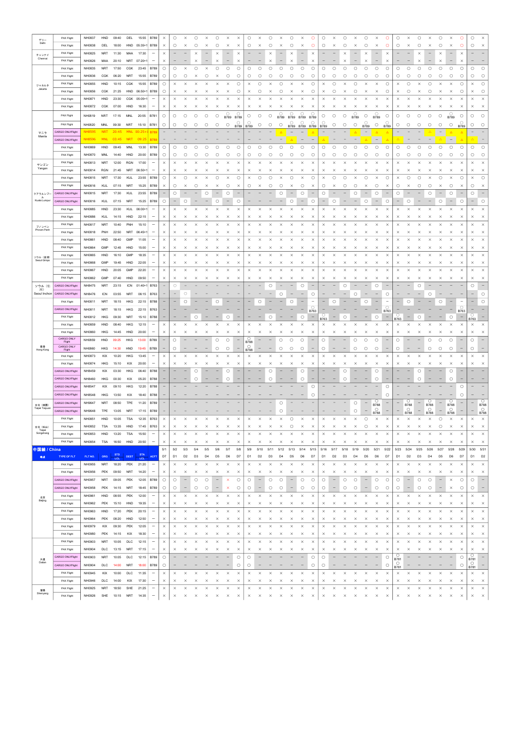| 地点 | TYPE OF FLT | FLT NO. | ORG | STD LCL | DEST | STA LCL | ACFT | 5/1 | 5/2 | 5/3 | 5/4 | 5/5 | 5/6 | 5/7 | 5/8 | 5/9 | 5/10 | 5/11 | 5/12 | 5/13 | 5/14 | 5/15 | 5/16 | 5/17 | 5/18 | 5/19 | 5/20 | 5/21 | 5/22 | 5/23 | 5/24 | 5/25 | 5/26 | 5/27 | 5/28 | 5/29 | 5/30 | 5/31 |
|---|---|---|---|---|---|---|---|---|---|---|---|---|---|---|---|---|---|---|---|---|---|---|---|---|---|---|---|---|---|---|---|---|---|---|---|---|---|---|
| | | | | | | | | D7 | D1 | D2 | D3 | D4 | D5 | D6 | D7 | D1 | D2 | D3 | D4 | D5 | D6 | D7 | D1 | D2 | D3 | D4 | D5 | D6 | D7 | D1 | D2 | D3 | D4 | D5 | D6 | D7 | D1 | D2 |
| デリー Delhi | PAX Flight | NH0837 | HND | 09:40 | DEL | 15:55 | B789 | × | ○ | × | ○ | × | ○ | × | × | ○ | × | ○ | × | ○ | × | ○ | ○ | × | ○ | × | ○ | × | ○ | ○ | × | ○ | × | ○ | × | ○ | ○ | × |
| | PAX Flight | NH0838 | DEL | 18:00 | HND | 05:35+1 | B789 | × | ○ | × | ○ | × | ○ | × | × | ○ | × | ○ | × | ○ | × | ○ | ○ | × | ○ | × | ○ | × | ○ | ○ | × | ○ | × | ○ | × | ○ | ○ | × |
| チェンナイ Chennai | PAX Flight | NH0825 | NRT | 11:30 | MAA | 17:30 | − | × | − | − | × | − | × | − | × | − | − | × | − | × | − | × | − | − | × | − | × | − | × | − | − | × | − | × | − | × | − | − |
| | PAX Flight | NH0826 | MAA | 20:10 | NRT | 07:20+1 | − | × | − | − | × | − | × | − | × | − | − | × | − | × | − | × | − | − | × | − | × | − | × | − | − | × | − | × | − | × | − | − |
| ジャカルタ Jakarta | PAX Flight | NH0835 | NRT | 17:50 | CGK | 23:45 | B789 | ○ | ○ | × | ○ | × | ○ | ○ | ○ | ○ | ○ | ○ | ○ | ○ | ○ | ○ | ○ | ○ | ○ | ○ | ○ | ○ | ○ | ○ | ○ | ○ | ○ | ○ | ○ | ○ | ○ | ○ |
| | PAX Flight | NH0836 | CGK | 06:20 | NRT | 15:55 | B789 | ○ | ○ | ○ | × | ○ | × | ○ | ○ | ○ | ○ | ○ | ○ | ○ | ○ | ○ | ○ | ○ | ○ | ○ | ○ | ○ | ○ | ○ | ○ | ○ | ○ | ○ | ○ | ○ | ○ | ○ |
| | PAX Flight | NH0855 | HND | 10:15 | CGK | 15:55 | B789 | ○ | × | × | × | × | × | × | ○ | × | ○ | × | ○ | × | × | ○ | × | ○ | × | ○ | × | × | ○ | × | ○ | × | ○ | × | × | ○ | × | ○ |
| | PAX Flight | NH0856 | CGK | 21:25 | HND | 06:50+1 | B789 | ○ | × | × | × | × | × | × | ○ | × | ○ | × | ○ | × | × | ○ | × | ○ | × | ○ | × | × | ○ | × | ○ | × | ○ | × | × | ○ | × | ○ |
| | PAX Flight | NH0871 | HND | 23:30 | CGK | 05:05+1 | − | × | × | × | × | × | × | × | × | × | × | × | × | × | × | × | × | × | × | × | × | × | × | × | × | × | × | × | × | × | × | × |
| | PAX Flight | NH0872 | CGK | 07:00 | HND | 16:30 | − | × | × | × | × | × | × | × | × | × | × | × | × | × | × | × | × | × | × | × | × | × | × | × | × | × | × | × | × | × | × | × |
| マニラ Manila | PAX Flight | NH0819 | NRT | 17:15 | MNL | 20:55 | B781 | ○ | ○ | ○ | ○ | ○ | ○ | ○ B789 | ○ B789 | ○ | ○ | ○ | ○ B789 | ○ B789 | ○ B789 | ○ B789 | ○ | ○ | ○ | ○ B789 | ○ | ○ B789 | ○ | ○ | ○ | ○ | ○ | ○ | ○ B789 | ○ | ○ | ○ |
| | PAX Flight | NH0820 | MNL | 09:30 | NRT | 15:10 | B781 | ○ | ○ | ○ | ○ | ○ | ○ | ○ | ○ B789 | ○ B789 | ○ | ○ | ○ | ○ B789 | ○ B789 | ○ B789 | ○ B789 | ○ | ○ | ○ | ○ B789 | ○ | ○ B789 | ○ | ○ | ○ | ○ | ○ | ○ | ○ B789 | ○ | ○ |
| | CARGO ONLYFlight | NH8595 | NRT | 20:45 | MNL | 00:25+1 | B789 | − | − | − | − | − | − | − | − | − | − | − | △ | − | − | △ | − | − | − | △ | − | △ | − | − | − | − | △ | − | △ | − | − | − |
| | CARGO ONLYFlight | NH8596 | MNL | 03:45 | NRT | 09:25 | B789 | − | − | − | − | − | − | − | − | − | − | − | − | △ | − | − | △ | − | − | − | △ | − | △ | △ | − | − | − | △ | − | △ | − | − |
| | PAX Flight | NH0869 | HND | 09:45 | MNL | 13:30 | B789 | ○ | ○ | ○ | ○ | ○ | ○ | ○ | ○ | ○ | ○ | ○ | ○ | ○ | ○ | ○ | ○ | ○ | ○ | ○ | ○ | ○ | ○ | ○ | ○ | ○ | ○ | ○ | ○ | ○ | ○ | ○ |
| | PAX Flight | NH0870 | MNL | 14:40 | HND | 20:00 | B789 | ○ | ○ | ○ | ○ | ○ | ○ | ○ | ○ | ○ | ○ | ○ | ○ | ○ | ○ | ○ | ○ | ○ | ○ | ○ | ○ | ○ | ○ | ○ | ○ | ○ | ○ | ○ | ○ | ○ | ○ | ○ |
| ヤンゴン Yangon | PAX Flight | NH0813 | NRT | 12:00 | RGN | 17:00 | − | × | × | × | × | × | × | × | × | × | × | × | × | × | × | × | × | × | × | × | × | × | × | × | × | × | × | × | × | × | × | × |
| | PAX Flight | NH0814 | RGN | 21:45 | NRT | 06:50+1 | − | × | × | × | × | × | × | × | × | × | × | × | × | × | × | × | × | × | × | × | × | × | × | × | × | × | × | × | × | × | × | × |
| クアラルンプール Kuala Lumpur | PAX Flight | NH0815 | NRT | 17:30 | KUL | 23:55 | B789 | ○ | × | ○ | × | ○ | × | ○ | × | ○ | × | ○ | × | ○ | × | ○ | × | ○ | × | ○ | × | ○ | × | ○ | × | ○ | × | ○ | × | ○ | × | ○ |
| | PAX Flight | NH0816 | KUL | 07:15 | NRT | 15:25 | B789 | × | ○ | × | ○ | × | ○ | × | ○ | × | ○ | × | ○ | × | ○ | × | ○ | × | ○ | × | ○ | × | ○ | × | ○ | × | ○ | × | ○ | × | ○ | × |
| | CARGO ONLYFlight | NH0815 | NRT | 17:30 | KUL | 23:55 | − | − | ○ | − | − | ○ | − | ○ | − | − | − | − | ○ | − | ○ | − | ○ | − | − | − | ○ | − | ○ | ○ | − | − | − | ○ | − | ○ | ○ | − |
| | CARGO ONLYFlight | NH0816 | KUL | 07:15 | NRT | 15:25 | B789 | ○ | − | ○ | − | − | ○ | − | ○ | − | − | − | − | ○ | − | ○ | − | ○ | − | − | − | ○ | − | ○ | ○ | − | − | − | ○ | − | ○ | ○ |
| | PAX Flight | NH0885 | HND | 23:30 | KUL | 06:00+1 | − | × | × | × | × | × | × | × | × | × | × | × | × | × | × | × | × | × | × | × | × | × | × | × | × | × | × | × | × | × | × | × |
| | PAX Flight | NH0886 | KUL | 14:15 | HND | 22:15 | − | × | × | × | × | × | × | × | × | × | × | × | × | × | × | × | × | × | × | × | × | × | × | × | × | × | × | × | × | × | × | × |
| プノンペン Phnom Penh | PAX Flight | NH0817 | NRT | 10:40 | PNH | 15:10 | − | × | × | × | × | × | × | × | × | × | × | × | × | × | × | × | × | × | × | × | × | × | × | × | × | × | × | × | × | × | × | × |
| | PAX Flight | NH0818 | PNH | 22:50 | NRT | 06:45+1 | − | × | × | × | × | × | × | × | × | × | × | × | × | × | × | × | × | × | × | × | × | × | × | × | × | × | × | × | × | × | × | × |
| ソウル（金浦） Seoul Gimpo | PAX Flight | NH0861 | HND | 08:40 | GMP | 11:05 | − | × | × | × | × | × | × | × | × | × | × | × | × | × | × | × | × | × | × | × | × | × | × | × | × | × | × | × | × | × | × | × |
| | PAX Flight | NH0864 | GMP | 12:45 | HND | 15:00 | − | × | × | × | × | × | × | × | × | × | × | × | × | × | × | × | × | × | × | × | × | × | × | × | × | × | × | × | × | × | × | × |
| | PAX Flight | NH0865 | HND | 16:10 | GMP | 18:35 | − | × | × | × | × | × | × | × | × | × | × | × | × | × | × | × | × | × | × | × | × | × | × | × | × | × | × | × | × | × | × | × |
| | PAX Flight | NH0868 | GMP | 19:45 | HND | 22:05 | − | × | × | × | × | × | × | × | × | × | × | × | × | × | × | × | × | × | × | × | × | × | × | × | × | × | × | × | × | × | × | × |
| | PAX Flight | NH0867 | HND | 20:05 | GMP | 22:20 | − | × | × | × | × | × | × | × | × | × | × | × | × | × | × | × | × | × | × | × | × | × | × | × | × | × | × | × | × | × | × | × |
| | PAX Flight | NH0862 | GMP | 07:40 | HND | 09:50 | − | × | × | × | × | × | × | × | × | × | × | × | × | × | × | × | × | × | × | × | × | × | × | × | × | × | × | × | × | × | × | × |
| ソウル（仁川） Seoul Incheon | CARGO ONLYFlight | NH8475 | NRT | 23:15 | ICN | 01:40+1 | B763 | − | ○ | − | − | − | − | − | − | − | − | ○ | − | − | ○ | − | − | − | ○ | − | − | ○ | − | − | − | ○ | − | − | − | − | ○ | − |
| | CARGO ONLYFlight | NH8476 | ICN | 03:55 | NRT | 06:15 | B763 | − | − | ○ | − | − | − | − | − | − | − | − | ○ | − | − | ○ | − | − | − | ○ | − | − | ○ | − | − | − | ○ | − | − | − | − | ○ |
| 香港 Hong Kong | PAX Flight | NH0811 | NRT | 18:15 | HKG | 22:15 | B788 | − | − | ○ | − | − | ○ | − | − | − | ○ | − | − | ○ | − | − | − | ○ | − | − | ○ | − | − | − | ○ | − | − | ○ | − | − | − | ○ |
| | CARGO ONLYFlight | NH0811 | NRT | 18:15 | HKG | 22:15 | B763 | − | − | − | − | − | − | − | − | − | − | − | − | − | − | ○ B763 | − | − | − | − | − | − | ○ B763 | − | − | − | − | − | − | ○ B763 | − | − |
| | PAX Flight | NH0812 | HKG | 09:30 | NRT | 15:10 | B788 | − | − | − | ○ | − | − | ○ | − | − | − | ○ | − | − | ○ | − | ○ B763 | − | ○ | − | − | ○ | − | ○ B763 | − | ○ | − | − | ○ | − | ○ B763 | − |
| | PAX Flight | NH0859 | HND | 08:40 | HKG | 12:15 | − | × | × | × | × | × | × | × | × | × | × | × | × | × | × | × | × | × | × | × | × | × | × | × | × | × | × | × | × | × | × | × |
| | PAX Flight | NH0860 | HKG | 14:45 | HND | 20:00 | − | × | × | × | × | × | × | × | × | × | × | × | × | × | × | × | × | × | × | × | × | × | × | × | × | × | × | × | × | × | × | × |
| | CARGO ONLY Flight | NH0859 | HND | 09:25 | HKG | 13:00 | B789 | ○ | − | − | − | − | ○ | ○ | − | ○ B788 | − | − | ○ | ○ | ○ | − | ○ | − | − | ○ | ○ | ○ | − | ○ | − | − | ○ | ○ | ○ | − | ○ | − |
| | CARGO ONLY Flight | NH0860 | HKG | 14:30 | HND | 19:45 | B789 | ○ | − | − | − | − | ○ | ○ | − | ○ B788 | − | − | ○ | ○ | ○ | − | ○ | − | − | ○ | ○ | ○ | − | ○ | − | − | ○ | ○ | ○ | − | ○ | − |
| | PAX Flight | NH0873 | KIX | 10:20 | HKG | 13:45 | − | × | × | × | × | × | × | × | × | × | × | × | × | × | × | × | × | × | × | × | × | × | × | × | × | × | × | × | × | × | × | × |
| | PAX Flight | NH0874 | HKG | 15:10 | KIX | 20:00 | − | × | × | × | × | × | × | × | × | × | × | × | × | × | × | × | × | × | × | × | × | × | × | × | × | × | × | × | × | × | × | × |
| | CARGO ONLYFlight | NH8459 | KIX | 03:30 | HKG | 06:40 | B788 | − | − | − | ○ | − | − | ○ | − | − | − | ○ | − | − | ○ | − | − | − | ○ | − | − | ○ | − | − | − | ○ | − | − | ○ | − | − | − |
| | CARGO ONLYFlight | NH8460 | HKG | 00:30 | KIX | 05:20 | B788 | − | − | − | ○ | − | − | ○ | − | − | − | ○ | − | − | ○ | − | − | − | ○ | − | − | ○ | − | − | − | ○ | − | − | ○ | − | − | − |
| | CARGO ONLYFlight | NH8547 | KIX | 09:10 | HKG | 12:20 | B788 | − | − | − | − | − | − | − | − | − | − | − | − | − | − | ○ | − | − | − | − | − | − | ○ | − | − | − | − | − | − | ○ | − | − |
| | CARGO ONLYFlight | NH8548 | HKG | 13:50 | KIX | 18:40 | B788 | − | − | − | − | − | − | − | − | − | − | − | − | − | − | ○ | − | − | − | − | − | − | ○ | − | − | − | − | − | − | ○ | − | − |
| 台北（桃園） Taipei Taoyuan | CARGO ONLYFlight | NH9647 | NRT | 08:50 | TPE | 11:20 | B789 | − | − | − | − | − | − | − | − | − | − | − | ○ | − | − | − | − | − | − | ○ | − | ○ B788 | − | − | ○ B788 | − | ○ B788 | − | ○ B788 | − | − | ○ B788 |
| | CARGO ONLYFlight | NH9648 | TPE | 13:05 | NRT | 17:15 | B789 | − | − | − | − | − | − | − | − | − | − | − | ○ | − | − | − | − | − | − | ○ | − | ○ B788 | − | − | ○ B788 | − | ○ B788 | − | ○ B788 | − | − | ○ B788 |
| 台北（松山） Taipei Songshan | PAX Flight | NH0851 | HND | 10:05 | TSA | 12:35 | B763 | × | × | × | × | × | × | × | × | × | × | × | × | ○ | × | × | × | × | × | × | ○ | × | × | × | × | × | × | ○ | × | × | × | × |
| | PAX Flight | NH0852 | TSA | 13:35 | HND | 17:45 | B763 | × | × | × | × | × | × | × | × | × | × | × | × | ○ | × | × | × | × | × | × | ○ | × | × | × | × | × | × | ○ | × | × | × | × |
| | PAX Flight | NH0853 | HND | 13:20 | TSA | 15:50 | − | × | × | × | × | × | × | × | × | × | × | × | × | × | × | × | × | × | × | × | × | × | × | × | × | × | × | × | × | × | × | × |
| | PAX Flight | NH0854 | TSA | 16:50 | HND | 20:50 | − | × | × | × | × | × | × | × | × | × | × | × | × | × | × | × | × | × | × | × | × | × | × | × | × | × | × | × | × | × | × | × |
| **中国線 / China** | | | | | | | | | | | | | | | | | | | | | | | | | | | | | | | | | | | | | | |
| 地点 | TYPE OF FLT | FLT NO. | ORG | STD LCL | DEST | STA LCL | ACFT | 5/1 | 5/2 | 5/3 | 5/4 | 5/5 | 5/6 | 5/7 | 5/8 | 5/9 | 5/10 | 5/11 | 5/12 | 5/13 | 5/14 | 5/15 | 5/16 | 5/17 | 5/18 | 5/19 | 5/20 | 5/21 | 5/22 | 5/23 | 5/24 | 5/25 | 5/26 | 5/27 | 5/28 | 5/29 | 5/30 | 5/31 |
| | | | | | | | | D7 | D1 | D2 | D3 | D4 | D5 | D6 | D7 | D1 | D2 | D3 | D4 | D5 | D6 | D7 | D1 | D2 | D3 | D4 | D5 | D6 | D7 | D1 | D2 | D3 | D4 | D5 | D6 | D7 | D1 | D2 |
| 北京 Beijing | PAX Flight | NH0955 | NRT | 18:20 | PEK | 21:20 | − | × | × | × | × | × | × | × | × | × | × | × | × | × | × | × | × | × | × | × | × | × | × | × | × | × | × | × | × | × | × | × |
| | PAX Flight | NH0956 | PEK | 09:50 | NRT | 14:20 | − | × | × | × | × | × | × | × | × | × | × | × | × | × | × | × | × | × | × | × | × | × | × | × | × | × | × | × | × | × | × | × |
| | CARGO ONLYFlight | NH0957 | NRT | 09:05 | PEK | 12:05 | B789 | ○ | ○ | − | ○ | ○ | − | × | ○ | ○ | − | ○ | ○ | − | ○ | ○ | ○ | − | ○ | ○ | − | ○ | ○ | ○ | − | ○ | ○ | − | ○ | ○ | ○ | − |
| | CARGO ONLYFlight | NH0958 | PEK | 14:15 | NRT | 18:45 | B789 | ○ | ○ | − | ○ | ○ | − | × | ○ | ○ | − | ○ | ○ | − | ○ | ○ | ○ | − | ○ | ○ | − | ○ | ○ | ○ | − | ○ | ○ | − | × | ○ | ○ | − |
| | PAX Flight | NH0961 | HND | 08:55 | PEK | 12:00 | − | × | × | × | × | × | × | × | × | × | × | × | × | × | × | × | × | × | × | × | × | × | × | × | × | × | × | × | × | × | × | × |
| | PAX Flight | NH0962 | PEK | 15:10 | HND | 19:35 | − | × | × | × | × | × | × | × | × | × | × | × | × | × | × | × | × | × | × | × | × | × | × | × | × | × | × | × | × | × | × | × |
| | PAX Flight | NH0963 | HND | 17:20 | PEK | 20:15 | − | × | × | × | × | × | × | × | × | × | × | × | × | × | × | × | × | × | × | × | × | × | × | × | × | × | × | × | × | × | × | × |
| | PAX Flight | NH0964 | PEK | 08:20 | HND | 12:50 | − | × | × | × | × | × | × | × | × | × | × | × | × | × | × | × | × | × | × | × | × | × | × | × | × | × | × | × | × | × | × | × |
| | PAX Flight | NH0979 | KIX | 09:30 | PEK | 12:05 | − | × | × | × | × | × | × | × | × | × | × | × | × | × | × | × | × | × | × | × | × | × | × | × | × | × | × | × | × | × | × | × |
| | PAX Flight | NH0980 | PEK | 14:15 | KIX | 18:30 | − | × | × | × | × | × | × | × | × | × | × | × | × | × | × | × | × | × | × | × | × | × | × | × | × | × | × | × | × | × | × | × |
| 大連 Dalian | PAX Flight | NH0903 | NRT | 10:05 | DLC | 12:15 | − | × | × | × | × | × | × | × | × | × | × | × | × | × | × | × | × | × | × | × | × | × | × | × | × | × | × | × | × | × | × | × |
| | PAX Flight | NH0904 | DLC | 13:15 | NRT | 17:15 | − | × | × | × | × | × | × | × | × | × | × | × | × | × | × | × | × | × | × | × | × | × | × | × | × | × | × | × | × | × | × | × |
| | CARGO ONLYFlight | NH0903 | NRT | 10:05 | DLC | 12:15 | B789 | ○ | − | − | − | − | − | − | ○ | ○ | − | − | − | − | − | ○ | ○ | − | − | − | − | − | ○ | ○ B781 | − | − | − | − | − | ○ | ○ B781 | − |
| | CARGO ONLYFlight | NH0904 | DLC | 14:00 | NRT | 18:00 | B789 | ○ | − | − | − | − | − | − | ○ | ○ | − | − | − | − | − | ○ | ○ | − | − | − | − | − | ○ | ○ B781 | − | − | − | − | − | ○ | ○ B781 | − |
| | PAX Flight | NH0945 | KIX | 10:00 | DLC | 11:35 | − | × | × | × | × | × | × | × | × | × | × | × | × | × | × | × | × | × | × | × | × | × | × | × | × | × | × | × | × | × | × | × |
| | PAX Flight | NH0946 | DLC | 14:00 | KIX | 17:30 | − | × | × | × | × | × | × | × | × | × | × | × | × | × | × | × | × | × | × | × | × | × | × | × | × | × | × | × | × | × | × | × |
| 瀋陽 Shenyang | PAX Flight | NH0925 | NRT | 18:50 | SHE | 21:25 | − | × | × | × | × | × | × | × | × | × | × | × | × | × | × | × | × | × | × | × | × | × | × | × | × | × | × | × | × | × | × | × |
| | PAX Flight | NH0926 | SHE | 10:15 | NRT | 14:35 | − | × | × | × | × | × | × | × | × | × | × | × | × | × | × | × | × | × | × | × | × | × | × | × | × | × | × | × | × | × | × | × |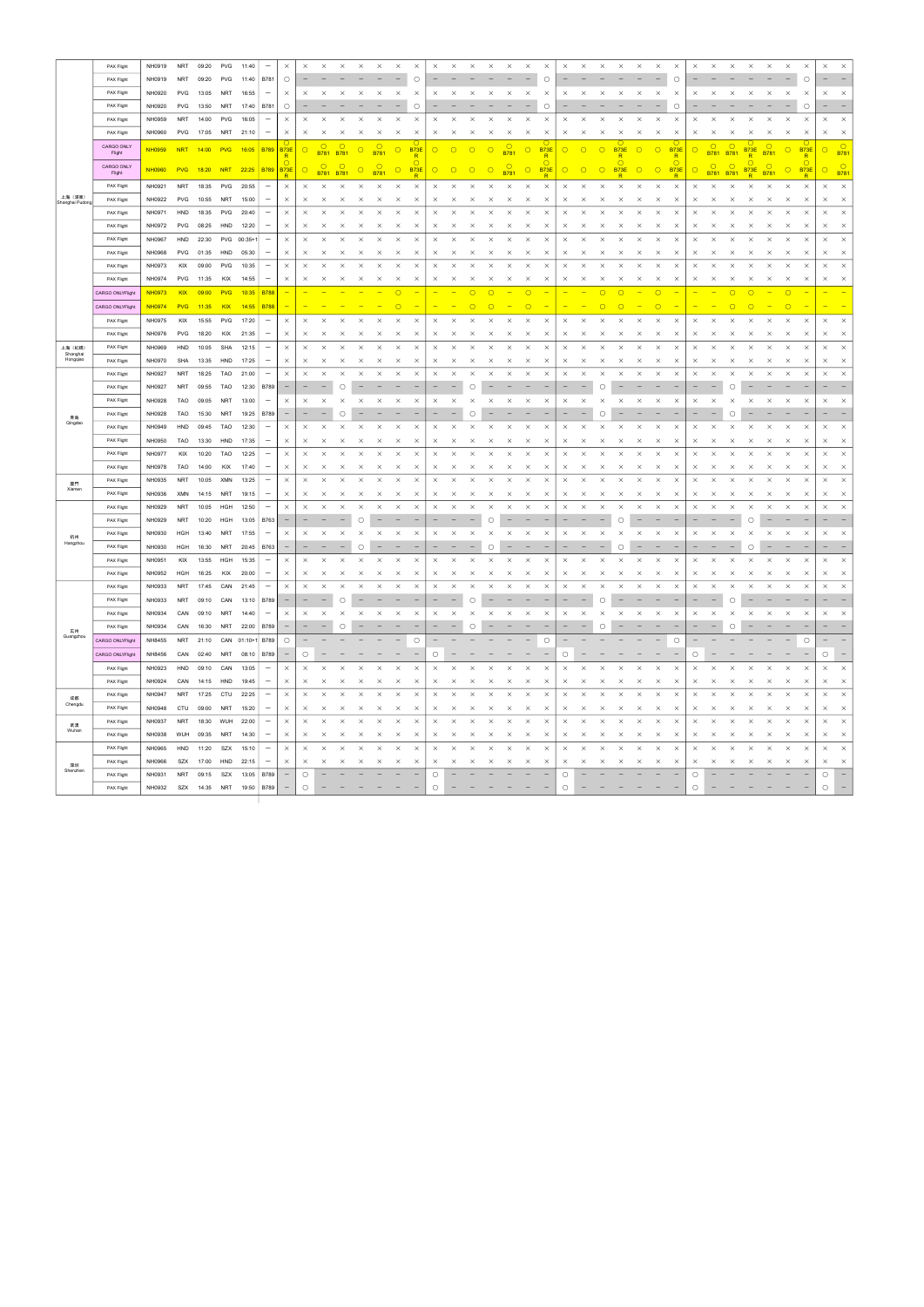| | | | | | | | | | | | | | | | | | | | | | | | | | | | | | | | | | | | | | | |
|---|---|---|---|---|---|---|---|---|---|---|---|---|---|---|---|---|---|---|---|---|---|---|---|---|---|---|---|---|---|---|---|---|---|---|---|---|---|---|
| 上海（浦東）Shanghai Pudong | PAX Flight | NH0919 | NRT | 09:20 | PVG | 11:40 | ー | × | × | × | × | × | × | × | × | × | × | × | × | × | × | × | × | × | × | × | × | × | × | × | × | × | × | × | × | × | × | × |
| | PAX Flight | NH0919 | NRT | 09:20 | PVG | 11:40 | B781 | ○ | ー | ー | ー | ー | ー | ー | ○ | ー | ー | ー | ー | ー | ー | ○ | ー | ー | ー | ー | ー | ー | ○ | ー | ー | ー | ー | ー | ー | ○ | ー | ー |
| | PAX Flight | NH0920 | PVG | 13:05 | NRT | 16:55 | ー | × | × | × | × | × | × | × | × | × | × | × | × | × | × | × | × | × | × | × | × | × | × | × | × | × | × | × | × | × | × | × |
| | PAX Flight | NH0920 | PVG | 13:50 | NRT | 17:40 | B781 | ○ | ー | ー | ー | ー | ー | ー | ○ | ー | ー | ー | ー | ー | ー | ○ | ー | ー | ー | ー | ー | ー | ○ | ー | ー | ー | ー | ー | ー | ○ | ー | ー |
| | PAX Flight | NH0959 | NRT | 14:00 | PVG | 16:05 | ー | × | × | × | × | × | × | × | × | × | × | × | × | × | × | × | × | × | × | × | × | × | × | × | × | × | × | × | × | × | × | × |
| | PAX Flight | NH0960 | PVG | 17:05 | NRT | 21:10 | ー | × | × | × | × | × | × | × | × | × | × | × | × | × | × | × | × | × | × | × | × | × | × | × | × | × | × | × | × | × | × | × |
| | CARGO ONLY Flight | NH0959 | NRT | 14:00 | PVG | 16:05 | B789 | ○ B73ER | ○ | ○ B781 | ○ B781 | ○ | ○ B781 | ○ | ○ B73ER | ○ | ○ | ○ | ○ | ○ B781 | ○ | ○ B73ER | ○ | ○ | ○ | ○ B73ER | ○ | ○ | ○ B73ER | ○ | ○ B781 | ○ B781 | ○ B73ER | ○ B781 | ○ | ○ B73ER | ○ | ○ B781 |
| | CARGO ONLY Flight | NH0960 | PVG | 18:20 | NRT | 22:25 | B789 | ○ B73ER | ○ | ○ B781 | ○ B781 | ○ | ○ B781 | ○ | ○ B73ER | ○ | ○ | ○ | ○ | ○ B781 | ○ | ○ B73ER | ○ | ○ | ○ | ○ B73ER | ○ | ○ | ○ B73ER | ○ | ○ B781 | ○ B781 | ○ B73ER | ○ B781 | ○ | ○ B73ER | ○ | ○ B781 |
| | PAX Flight | NH0921 | NRT | 18:35 | PVG | 20:55 | ー | × | × | × | × | × | × | × | × | × | × | × | × | × | × | × | × | × | × | × | × | × | × | × | × | × | × | × | × | × | × | × |
| | PAX Flight | NH0922 | PVG | 10:55 | NRT | 15:00 | ー | × | × | × | × | × | × | × | × | × | × | × | × | × | × | × | × | × | × | × | × | × | × | × | × | × | × | × | × | × | × | × |
| | PAX Flight | NH0971 | HND | 18:35 | PVG | 20:40 | ー | × | × | × | × | × | × | × | × | × | × | × | × | × | × | × | × | × | × | × | × | × | × | × | × | × | × | × | × | × | × | × |
| | PAX Flight | NH0972 | PVG | 08:25 | HND | 12:20 | ー | × | × | × | × | × | × | × | × | × | × | × | × | × | × | × | × | × | × | × | × | × | × | × | × | × | × | × | × | × | × | × |
| | PAX Flight | NH0967 | HND | 22:30 | PVG | 00:35+1 | ー | × | × | × | × | × | × | × | × | × | × | × | × | × | × | × | × | × | × | × | × | × | × | × | × | × | × | × | × | × | × | × |
| | PAX Flight | NH0968 | PVG | 01:35 | HND | 05:30 | ー | × | × | × | × | × | × | × | × | × | × | × | × | × | × | × | × | × | × | × | × | × | × | × | × | × | × | × | × | × | × | × |
| | PAX Flight | NH0973 | KIX | 09:00 | PVG | 10:35 | ー | × | × | × | × | × | × | × | × | × | × | × | × | × | × | × | × | × | × | × | × | × | × | × | × | × | × | × | × | × | × | × |
| | PAX Flight | NH0974 | PVG | 11:35 | KIX | 14:55 | ー | × | × | × | × | × | × | × | × | × | × | × | × | × | × | × | × | × | × | × | × | × | × | × | × | × | × | × | × | × | × | × |
| | CARGO ONLY Flight | NH0973 | KIX | 09:00 | PVG | 10:35 | B788 | ー | ー | ー | ー | ー | ー | ○ | ー | ー | ー | ○ | ○ | ー | ○ | ー | ー | ー | ○ | ○ | ー | ○ | ー | ー | ー | ○ | ○ | ー | ○ | ー | ー | ー |
| | CARGO ONLY Flight | NH0974 | PVG | 11:35 | KIX | 14:55 | B788 | ー | ー | ー | ー | ー | ー | ○ | ー | ー | ー | ○ | ○ | ー | ○ | ー | ー | ー | ○ | ○ | ー | ○ | ー | ー | ー | ○ | ○ | ー | ○ | ー | ー | ー |
| | PAX Flight | NH0975 | KIX | 15:55 | PVG | 17:20 | ー | × | × | × | × | × | × | × | × | × | × | × | × | × | × | × | × | × | × | × | × | × | × | × | × | × | × | × | × | × | × | × |
| | PAX Flight | NH0976 | PVG | 18:20 | KIX | 21:35 | ー | × | × | × | × | × | × | × | × | × | × | × | × | × | × | × | × | × | × | × | × | × | × | × | × | × | × | × | × | × | × | × |
| 上海（虹橋）Shanghai Hongqiao | PAX Flight | NH0969 | HND | 10:05 | SHA | 12:15 | ー | × | × | × | × | × | × | × | × | × | × | × | × | × | × | × | × | × | × | × | × | × | × | × | × | × | × | × | × | × | × | × |
| | PAX Flight | NH0970 | SHA | 13:35 | HND | 17:25 | ー | × | × | × | × | × | × | × | × | × | × | × | × | × | × | × | × | × | × | × | × | × | × | × | × | × | × | × | × | × | × | × |
| 青島 Qingdao | PAX Flight | NH0927 | NRT | 18:25 | TAO | 21:00 | ー | × | × | × | × | × | × | × | × | × | × | × | × | × | × | × | × | × | × | × | × | × | × | × | × | × | × | × | × | × | × | × |
| | PAX Flight | NH0927 | NRT | 09:55 | TAO | 12:30 | B789 | ー | ー | ー | ○ | ー | ー | ー | ー | ー | ー | ○ | ー | ー | ー | ー | ー | ー | ○ | ー | ー | ー | ー | ー | ー | ○ | ー | ー | ー | ー | ー | ー |
| | PAX Flight | NH0928 | TAO | 09:05 | NRT | 13:00 | ー | × | × | × | × | × | × | × | × | × | × | × | × | × | × | × | × | × | × | × | × | × | × | × | × | × | × | × | × | × | × | × |
| | PAX Flight | NH0928 | TAO | 15:30 | NRT | 19:25 | B789 | ー | ー | ー | ○ | ー | ー | ー | ー | ー | ー | ○ | ー | ー | ー | ー | ー | ー | ○ | ー | ー | ー | ー | ー | ー | ○ | ー | ー | ー | ー | ー | ー |
| | PAX Flight | NH0949 | HND | 09:45 | TAO | 12:30 | ー | × | × | × | × | × | × | × | × | × | × | × | × | × | × | × | × | × | × | × | × | × | × | × | × | × | × | × | × | × | × | × |
| | PAX Flight | NH0950 | TAO | 13:30 | HND | 17:35 | ー | × | × | × | × | × | × | × | × | × | × | × | × | × | × | × | × | × | × | × | × | × | × | × | × | × | × | × | × | × | × | × |
| | PAX Flight | NH0977 | KIX | 10:20 | TAO | 12:25 | ー | × | × | × | × | × | × | × | × | × | × | × | × | × | × | × | × | × | × | × | × | × | × | × | × | × | × | × | × | × | × | × |
| | PAX Flight | NH0978 | TAO | 14:00 | KIX | 17:40 | ー | × | × | × | × | × | × | × | × | × | × | × | × | × | × | × | × | × | × | × | × | × | × | × | × | × | × | × | × | × | × | × |
| 厦門 Xiamen | PAX Flight | NH0935 | NRT | 10:05 | XMN | 13:25 | ー | × | × | × | × | × | × | × | × | × | × | × | × | × | × | × | × | × | × | × | × | × | × | × | × | × | × | × | × | × | × | × |
| | PAX Flight | NH0936 | XMN | 14:15 | NRT | 19:15 | ー | × | × | × | × | × | × | × | × | × | × | × | × | × | × | × | × | × | × | × | × | × | × | × | × | × | × | × | × | × | × | × |
| 杭州 Hangzhou | PAX Flight | NH0929 | NRT | 10:05 | HGH | 12:50 | ー | × | × | × | × | × | × | × | × | × | × | × | × | × | × | × | × | × | × | × | × | × | × | × | × | × | × | × | × | × | × | × |
| | PAX Flight | NH0929 | NRT | 10:20 | HGH | 13:05 | B763 | ー | ー | ー | ー | ○ | ー | ー | ー | ー | ー | ー | ○ | ー | ー | ー | ー | ー | ー | ○ | ー | ー | ー | ー | ー | ー | ○ | ー | ー | ー | ー | ー |
| | PAX Flight | NH0930 | HGH | 13:40 | NRT | 17:55 | ー | × | × | × | × | × | × | × | × | × | × | × | × | × | × | × | × | × | × | × | × | × | × | × | × | × | × | × | × | × | × | × |
| | PAX Flight | NH0930 | HGH | 16:30 | NRT | 20:45 | B763 | ー | ー | ー | ー | ○ | ー | ー | ー | ー | ー | ー | ○ | ー | ー | ー | ー | ー | ー | ○ | ー | ー | ー | ー | ー | ー | ○ | ー | ー | ー | ー | ー |
| | PAX Flight | NH0951 | KIX | 13:55 | HGH | 15:35 | ー | × | × | × | × | × | × | × | × | × | × | × | × | × | × | × | × | × | × | × | × | × | × | × | × | × | × | × | × | × | × | × |
| | PAX Flight | NH0952 | HGH | 16:25 | KIX | 20:00 | ー | × | × | × | × | × | × | × | × | × | × | × | × | × | × | × | × | × | × | × | × | × | × | × | × | × | × | × | × | × | × | × |
| 広州 Guangzhou | PAX Flight | NH0933 | NRT | 17:45 | CAN | 21:45 | ー | × | × | × | × | × | × | × | × | × | × | × | × | × | × | × | × | × | × | × | × | × | × | × | × | × | × | × | × | × | × | × |
| | PAX Flight | NH0933 | NRT | 09:10 | CAN | 13:10 | B789 | ー | ー | ー | ○ | ー | ー | ー | ー | ー | ー | ○ | ー | ー | ー | ー | ー | ー | ○ | ー | ー | ー | ー | ー | ー | ○ | ー | ー | ー | ー | ー | ー |
| | PAX Flight | NH0934 | CAN | 09:10 | NRT | 14:40 | ー | × | × | × | × | × | × | × | × | × | × | × | × | × | × | × | × | × | × | × | × | × | × | × | × | × | × | × | × | × | × | × |
| | PAX Flight | NH0934 | CAN | 16:30 | NRT | 22:00 | B789 | ー | ー | ー | ○ | ー | ー | ー | ー | ー | ー | ○ | ー | ー | ー | ー | ー | ー | ○ | ー | ー | ー | ー | ー | ー | ○ | ー | ー | ー | ー | ー | ー |
| | CARGO ONLY Flight | NH8455 | NRT | 21:10 | CAN | 01:10+1 | B789 | ○ | ー | ー | ー | ー | ー | ー | ○ | ー | ー | ー | ー | ー | ー | ○ | ー | ー | ー | ー | ー | ー | ○ | ー | ー | ー | ー | ー | ー | ○ | ー | ー |
| | CARGO ONLY Flight | NH8456 | CAN | 02:40 | NRT | 08:10 | B789 | ー | ○ | ー | ー | ー | ー | ー | ー | ○ | ー | ー | ー | ー | ー | ー | ○ | ー | ー | ー | ー | ー | ー | ○ | ー | ー | ー | ー | ー | ー | ○ | ー |
| | PAX Flight | NH0923 | HND | 09:10 | CAN | 13:05 | ー | × | × | × | × | × | × | × | × | × | × | × | × | × | × | × | × | × | × | × | × | × | × | × | × | × | × | × | × | × | × | × |
| | PAX Flight | NH0924 | CAN | 14:15 | HND | 19:45 | ー | × | × | × | × | × | × | × | × | × | × | × | × | × | × | × | × | × | × | × | × | × | × | × | × | × | × | × | × | × | × | × |
| 成都 Chengdu | PAX Flight | NH0947 | NRT | 17:25 | CTU | 22:25 | ー | × | × | × | × | × | × | × | × | × | × | × | × | × | × | × | × | × | × | × | × | × | × | × | × | × | × | × | × | × | × | × |
| | PAX Flight | NH0948 | CTU | 09:00 | NRT | 15:20 | ー | × | × | × | × | × | × | × | × | × | × | × | × | × | × | × | × | × | × | × | × | × | × | × | × | × | × | × | × | × | × | × |
| 武漢 Wuhan | PAX Flight | NH0937 | NRT | 18:30 | WUH | 22:00 | ー | × | × | × | × | × | × | × | × | × | × | × | × | × | × | × | × | × | × | × | × | × | × | × | × | × | × | × | × | × | × | × |
| | PAX Flight | NH0938 | WUH | 09:35 | NRT | 14:30 | ー | × | × | × | × | × | × | × | × | × | × | × | × | × | × | × | × | × | × | × | × | × | × | × | × | × | × | × | × | × | × | × |
| 深圳 Shenzhen | PAX Flight | NH0965 | HND | 11:20 | SZX | 15:10 | ー | × | × | × | × | × | × | × | × | × | × | × | × | × | × | × | × | × | × | × | × | × | × | × | × | × | × | × | × | × | × | × |
| | PAX Flight | NH0966 | SZX | 17:00 | HND | 22:15 | ー | × | × | × | × | × | × | × | × | × | × | × | × | × | × | × | × | × | × | × | × | × | × | × | × | × | × | × | × | × | × | × |
| | PAX Flight | NH0931 | NRT | 09:15 | SZX | 13:05 | B789 | ー | ○ | ー | ー | ー | ー | ー | ー | ○ | ー | ー | ー | ー | ー | ー | ○ | ー | ー | ー | ー | ー | ー | ○ | ー | ー | ー | ー | ー | ー | ○ | ー |
| | PAX Flight | NH0932 | SZX | 14:35 | NRT | 19:50 | B789 | ー | ○ | ー | ー | ー | ー | ー | ー | ○ | ー | ー | ー | ー | ー | ー | ○ | ー | ー | ー | ー | ー | ー | ○ | ー | ー | ー | ー | ー | ー | ○ | ー |